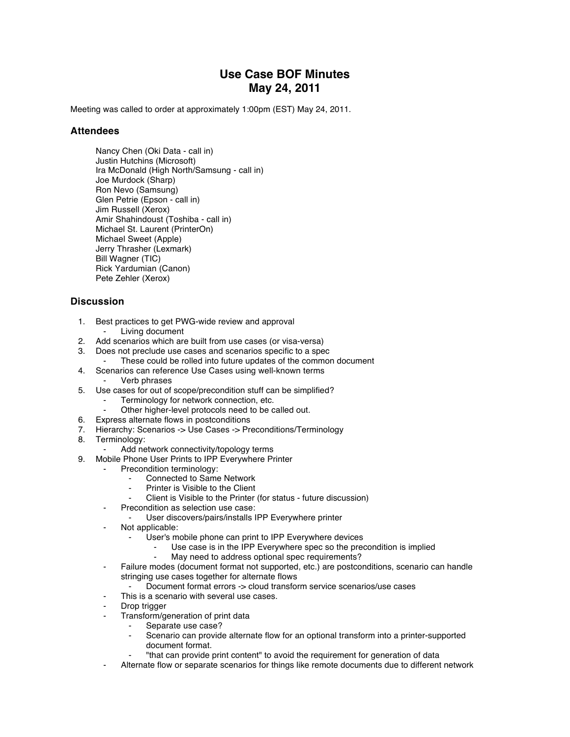# Use Case BOF Minutes
# May 24, 2011

Meeting was called to order at approximately 1:00pm (EST) May 24, 2011.

## Attendees

Nancy Chen (Oki Data - call in)
Justin Hutchins (Microsoft)
Ira McDonald (High North/Samsung - call in)
Joe Murdock (Sharp)
Ron Nevo (Samsung)
Glen Petrie (Epson - call in)
Jim Russell (Xerox)
Amir Shahindoust (Toshiba - call in)
Michael St. Laurent (PrinterOn)
Michael Sweet (Apple)
Jerry Thrasher (Lexmark)
Bill Wagner (TIC)
Rick Yardumian (Canon)
Pete Zehler (Xerox)

## Discussion

1. Best practices to get PWG-wide review and approval
   - Living document
2. Add scenarios which are built from use cases (or visa-versa)
3. Does not preclude use cases and scenarios specific to a spec
   - These could be rolled into future updates of the common document
4. Scenarios can reference Use Cases using well-known terms
   - Verb phrases
5. Use cases for out of scope/precondition stuff can be simplified?
   - Terminology for network connection, etc.
   - Other higher-level protocols need to be called out.
6. Express alternate flows in postconditions
7. Hierarchy: Scenarios -> Use Cases -> Preconditions/Terminology
8. Terminology:
   - Add network connectivity/topology terms
9. Mobile Phone User Prints to IPP Everywhere Printer
   - Precondition terminology:
     - Connected to Same Network
     - Printer is Visible to the Client
     - Client is Visible to the Printer (for status - future discussion)
   - Precondition as selection use case:
     - User discovers/pairs/installs IPP Everywhere printer
   - Not applicable:
     - User's mobile phone can print to IPP Everywhere devices
       - Use case is in the IPP Everywhere spec so the precondition is implied
       - May need to address optional spec requirements?
   - Failure modes (document format not supported, etc.) are postconditions, scenario can handle stringing use cases together for alternate flows
     - Document format errors -> cloud transform service scenarios/use cases
   - This is a scenario with several use cases.
   - Drop trigger
   - Transform/generation of print data
     - Separate use case?
     - Scenario can provide alternate flow for an optional transform into a printer-supported document format.
     - "that can provide print content" to avoid the requirement for generation of data
   - Alternate flow or separate scenarios for things like remote documents due to different network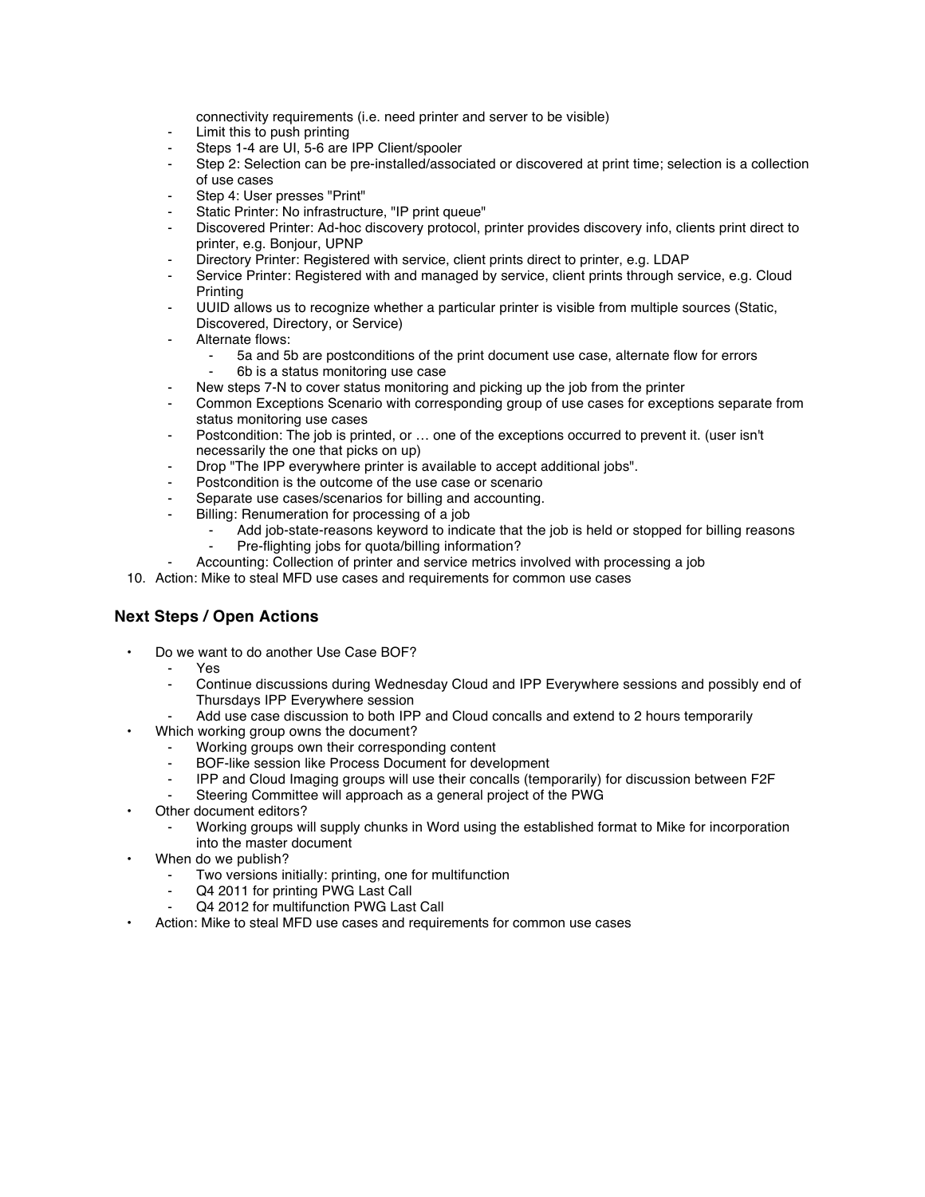connectivity requirements (i.e. need printer and server to be visible)
  - Limit this to push printing
  - Steps 1-4 are UI, 5-6 are IPP Client/spooler
  - Step 2: Selection can be pre-installed/associated or discovered at print time; selection is a collection of use cases
  - Step 4: User presses "Print"
  - Static Printer: No infrastructure, "IP print queue"
  - Discovered Printer: Ad-hoc discovery protocol, printer provides discovery info, clients print direct to printer, e.g. Bonjour, UPNP
  - Directory Printer: Registered with service, client prints direct to printer, e.g. LDAP
  - Service Printer: Registered with and managed by service, client prints through service, e.g. Cloud Printing
  - UUID allows us to recognize whether a particular printer is visible from multiple sources (Static, Discovered, Directory, or Service)
  - Alternate flows:
    - 5a and 5b are postconditions of the print document use case, alternate flow for errors
    - 6b is a status monitoring use case
  - New steps 7-N to cover status monitoring and picking up the job from the printer
  - Common Exceptions Scenario with corresponding group of use cases for exceptions separate from status monitoring use cases
  - Postcondition: The job is printed, or … one of the exceptions occurred to prevent it. (user isn't necessarily the one that picks on up)
  - Drop "The IPP everywhere printer is available to accept additional jobs".
  - Postcondition is the outcome of the use case or scenario
  - Separate use cases/scenarios for billing and accounting.
  - Billing: Renumeration for processing of a job
    - Add job-state-reasons keyword to indicate that the job is held or stopped for billing reasons
    - Pre-flighting jobs for quota/billing information?
  - Accounting: Collection of printer and service metrics involved with processing a job

10. Action: Mike to steal MFD use cases and requirements for common use cases

## Next Steps / Open Actions

- Do we want to do another Use Case BOF?
  - Yes
  - Continue discussions during Wednesday Cloud and IPP Everywhere sessions and possibly end of Thursdays IPP Everywhere session
  - Add use case discussion to both IPP and Cloud concalls and extend to 2 hours temporarily
- Which working group owns the document?
  - Working groups own their corresponding content
  - BOF-like session like Process Document for development
  - IPP and Cloud Imaging groups will use their concalls (temporarily) for discussion between F2F
  - Steering Committee will approach as a general project of the PWG
- Other document editors?
  - Working groups will supply chunks in Word using the established format to Mike for incorporation into the master document
- When do we publish?
  - Two versions initially: printing, one for multifunction
  - Q4 2011 for printing PWG Last Call
  - Q4 2012 for multifunction PWG Last Call
- Action: Mike to steal MFD use cases and requirements for common use cases